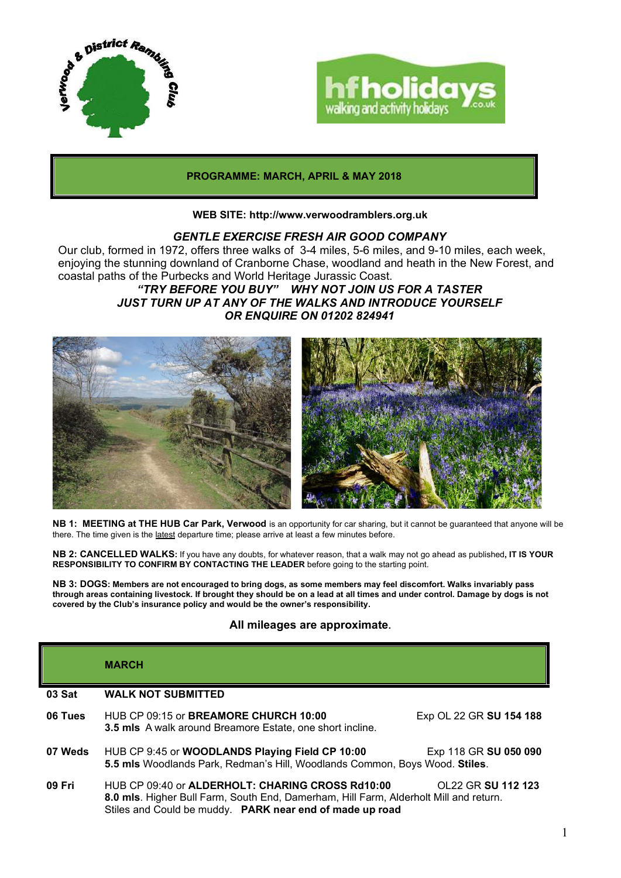## PROGRAMME: MARCH, APRIL & MAY 2018

**WEB SITE: http://www.verwoodramblers.org.uk**

### *GENTLE EXERCISE FRESH AIR GOOD COMPANY*

Our club, formed in 1972, offers three walks of 3-4 miles, 5-6 miles, and 9-10 miles, each week, enjoying the stunning downland of Cranborne Chase, woodland and heath in the New Forest, and coastal paths of the Purbecks and World Heritage Jurassic Coast.

***"TRY BEFORE YOU BUY" WHY NOT JOIN US FOR A TASTER***
***JUST TURN UP AT ANY OF THE WALKS AND INTRODUCE YOURSELF***
***OR ENQUIRE ON 01202 824941***

**NB 1: MEETING at THE HUB Car Park, Verwood** is an opportunity for car sharing, but it cannot be guaranteed that anyone will be there. The time given is the latest departure time; please arrive at least a few minutes before.

**NB 2: CANCELLED WALKS:** If you have any doubts, for whatever reason, that a walk may not go ahead as published**, IT IS YOUR RESPONSIBILITY TO CONFIRM BY CONTACTING THE LEADER** before going to the starting point.

**NB 3: DOGS: Members are not encouraged to bring dogs, as some members may feel discomfort. Walks invariably pass through areas containing livestock. If brought they should be on a lead at all times and under control. Damage by dogs is not covered by the Club's insurance policy and would be the owner's responsibility.**

**All mileages are approximate**.

## MARCH

| | | |
|---|---|---|
| **03 Sat** | **WALK NOT SUBMITTED** | |
| **06 Tues** | HUB CP 09:15 or **BREAMORE CHURCH 10:00**<br>**3.5 mls** A walk around Breamore Estate, one short incline. | Exp OL 22 GR **SU 154 188** |
| **07 Weds** | HUB CP 9:45 or **WOODLANDS Playing Field CP 10:00**<br>**5.5 mls** Woodlands Park, Redman's Hill, Woodlands Common, Boys Wood. **Stiles**. | Exp 118 GR **SU 050 090** |
| **09 Fri** | HUB CP 09:40 or **ALDERHOLT: CHARING CROSS Rd10:00**<br>**8.0 mls**. Higher Bull Farm, South End, Damerham, Hill Farm, Alderholt Mill and return. Stiles and Could be muddy. **PARK near end of made up road** | OL22 GR **SU 112 123** |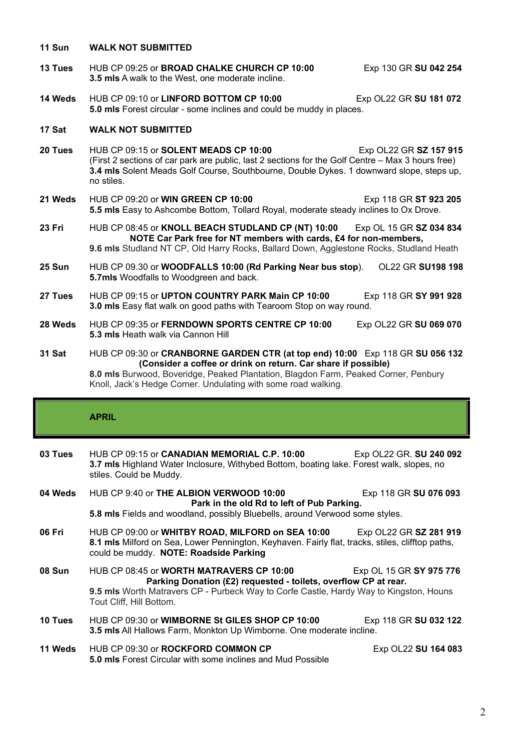**11 Sun** **WALK NOT SUBMITTED**

**13 Tues** HUB CP 09:25 or **BROAD CHALKE CHURCH CP 10:00** Exp 130 GR **SU 042 254**
**3.5 mls** A walk to the West, one moderate incline.

**14 Weds** HUB CP 09:10 or **LINFORD BOTTOM CP 10:00** Exp OL22 GR **SU 181 072**
**5.0 mls** Forest circular - some inclines and could be muddy in places.

**17 Sat** **WALK NOT SUBMITTED**

**20 Tues** HUB CP 09:15 or **SOLENT MEADS CP 10:00** Exp OL22 GR **SZ 157 915**
(First 2 sections of car park are public, last 2 sections for the Golf Centre – Max 3 hours free)
**3.4 mls** Solent Meads Golf Course, Southbourne, Double Dykes. 1 downward slope, steps up, no stiles.

**21 Weds** HUB CP 09:20 or **WIN GREEN CP 10:00** Exp 118 GR **ST 923 205**
**5.5 mls** Easy to Ashcombe Bottom, Tollard Royal, moderate steady inclines to Ox Drove.

**23 Fri** HUB CP 08:45 or **KNOLL BEACH STUDLAND CP (NT) 10:00** Exp OL 15 GR **SZ 034 834**
**NOTE Car Park free for NT members with cards, £4 for non-members,**
**9.6 mls** Studland NT CP, Old Harry Rocks, Ballard Down, Agglestone Rocks, Studland Heath

**25 Sun** HUB CP 09.30 or **WOODFALLS 10:00 (Rd Parking Near bus stop**). OL22 GR **SU198 198**
**5.7mls** Woodfalls to Woodgreen and back.

**27 Tues** HUB CP 09:15 or **UPTON COUNTRY PARK Main CP 10:00** Exp 118 GR **SY 991 928**
**3.0 mls** Easy flat walk on good paths with Tearoom Stop on way round.

**28 Weds** HUB CP 09:35 or **FERNDOWN SPORTS CENTRE CP 10:00** Exp OL22 GR **SU 069 070**
**5.3 mls** Heath walk via Cannon Hill

**31 Sat** HUB CP 09:30 or **CRANBORNE GARDEN CTR (at top end) 10:00** Exp 118 GR **SU 056 132**
**(Consider a coffee or drink on return. Car share if possible)**
**8.0 mls** Burwood, Boveridge, Peaked Plantation, Blagdon Farm, Peaked Corner, Penbury Knoll, Jack's Hedge Corner. Undulating with some road walking.

## APRIL

**03 Tues** HUB CP 09:15 or **CANADIAN MEMORIAL C.P. 10:00** Exp OL22 GR. **SU 240 092**
**3.7 mls** Highland Water Inclosure, Withybed Bottom, boating lake. Forest walk, slopes, no stiles. Could be Muddy.

**04 Weds** HUB CP 9:40 or **THE ALBION VERWOOD 10:00** Exp 118 GR **SU 076 093**
**Park in the old Rd to left of Pub Parking.**
**5.8 mls** Fields and woodland, possibly Bluebells, around Verwood some styles.

**06 Fri** HUB CP 09:00 or **WHITBY ROAD, MILFORD on SEA 10:00** Exp OL22 GR **SZ 281 919**
**8.1 mls** Milford on Sea, Lower Pennington, Keyhaven. Fairly flat, tracks, stiles, clifftop paths, could be muddy. **NOTE: Roadside Parking**

**08 Sun** HUB CP 08:45 or **WORTH MATRAVERS CP 10:00** Exp OL 15 GR **SY 975 776**
**Parking Donation (£2) requested - toilets, overflow CP at rear.**
**9.5 mls** Worth Matravers CP - Purbeck Way to Corfe Castle, Hardy Way to Kingston, Houns Tout Cliff, Hill Bottom.

**10 Tues** HUB CP 09:30 or **WIMBORNE St GILES SHOP CP 10:00** Exp 118 GR **SU 032 122**
**3.5 mls** All Hallows Farm, Monkton Up Wimborne. One moderate incline.

**11 Weds** HUB CP 09:30 or **ROCKFORD COMMON CP** Exp OL22 **SU 164 083**
**5.0 mls** Forest Circular with some inclines and Mud Possible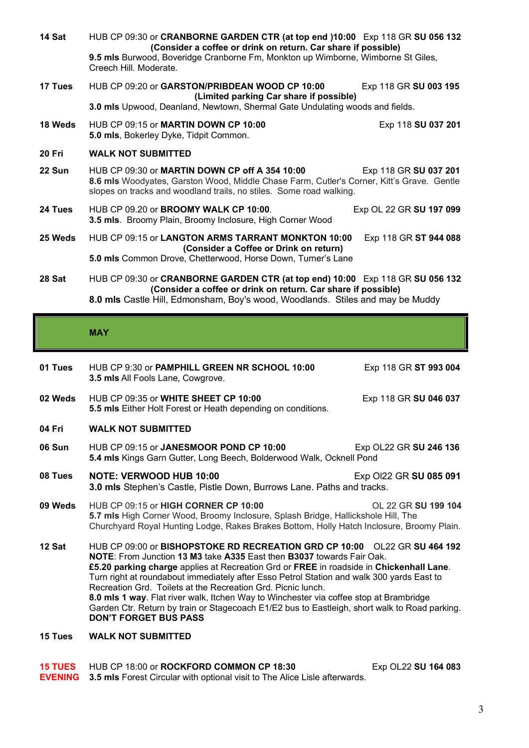**14 Sat** HUB CP 09:30 or **CRANBORNE GARDEN CTR (at top end )10:00** Exp 118 GR **SU 056 132**
**(Consider a coffee or drink on return. Car share if possible)**
**9.5 mls** Burwood, Boveridge Cranborne Fm, Monkton up Wimborne, Wimborne St Giles, Creech Hill. Moderate.

**17 Tues** HUB CP 09:20 or **GARSTON/PRIBDEAN WOOD CP 10:00** Exp 118 GR **SU 003 195**
**(Limited parking Car share if possible)**
**3.0 mls** Upwood, Deanland, Newtown, Shermal Gate Undulating woods and fields.

**18 Weds** HUB CP 09:15 or **MARTIN DOWN CP 10:00** Exp 118 **SU 037 201**
**5.0 mls**, Bokerley Dyke, Tidpit Common.

**20 Fri** **WALK NOT SUBMITTED**

**22 Sun** HUB CP 09:30 or **MARTIN DOWN CP off A 354 10:00** Exp 118 GR **SU 037 201**
**8.6 mls** Woodyates, Garston Wood, Middle Chase Farm, Cutler's Corner, Kitt's Grave. Gentle slopes on tracks and woodland trails, no stiles. Some road walking.

**24 Tues** HUB CP 09.20 or **BROOMY WALK CP 10:00**. Exp OL 22 GR **SU 197 099**
**3.5 mls**. Broomy Plain, Broomy Inclosure, High Corner Wood

**25 Weds** HUB CP 09:15 or **LANGTON ARMS TARRANT MONKTON 10:00** Exp 118 GR **ST 944 088**
**(Consider a Coffee or Drink on return)**
**5.0 mls** Common Drove, Chetterwood, Horse Down, Turner's Lane

**28 Sat** HUB CP 09:30 or **CRANBORNE GARDEN CTR (at top end) 10:00** Exp 118 GR **SU 056 132**
**(Consider a coffee or drink on return. Car share if possible)**
**8.0 mls** Castle Hill, Edmonsham, Boy's wood, Woodlands. Stiles and may be Muddy

## MAY

**01 Tues** HUB CP 9:30 or **PAMPHILL GREEN NR SCHOOL 10:00** Exp 118 GR **ST 993 004**
**3.5 mls** All Fools Lane, Cowgrove.

**02 Weds** HUB CP 09:35 or **WHITE SHEET CP 10:00** Exp 118 GR **SU 046 037**
**5.5 mls** Either Holt Forest or Heath depending on conditions.

**04 Fri** **WALK NOT SUBMITTED**

**06 Sun** HUB CP 09:15 or **JANESMOOR POND CP 10:00** Exp OL22 GR **SU 246 136**
**5.4 mls** Kings Garn Gutter, Long Beech, Bolderwood Walk, Ocknell Pond

**08 Tues** **NOTE: VERWOOD HUB 10:00** Exp Ol22 GR **SU 085 091**
**3.0 mls** Stephen's Castle, Pistle Down, Burrows Lane. Paths and tracks.

**09 Weds** HUB CP 09:15 or **HIGH CORNER CP 10:00** OL 22 GR **SU 199 104**
**5.7 mls** High Corner Wood, Broomy Inclosure, Splash Bridge, Hallickshole Hill, The Churchyard Royal Hunting Lodge, Rakes Brakes Bottom, Holly Hatch Inclosure, Broomy Plain.

**12 Sat** HUB CP 09:00 or **BISHOPSTOKE RD RECREATION GRD CP 10:00** OL22 GR **SU 464 192**
**NOTE**: From Junction **13 M3** take **A335** East then **B3037** towards Fair Oak.
**£5.20 parking charge** applies at Recreation Grd or **FREE** in roadside in **Chickenhall Lane**. Turn right at roundabout immediately after Esso Petrol Station and walk 300 yards East to Recreation Grd. Toilets at the Recreation Grd. Picnic lunch.
**8.0 mls 1 way**. Flat river walk, Itchen Way to Winchester via coffee stop at Brambridge Garden Ctr. Return by train or Stagecoach E1/E2 bus to Eastleigh, short walk to Road parking.
**DON'T FORGET BUS PASS**

**15 Tues** **WALK NOT SUBMITTED**

**15 TUES EVENING** HUB CP 18:00 or **ROCKFORD COMMON CP 18:30** Exp OL22 **SU 164 083**
**3.5 mls** Forest Circular with optional visit to The Alice Lisle afterwards.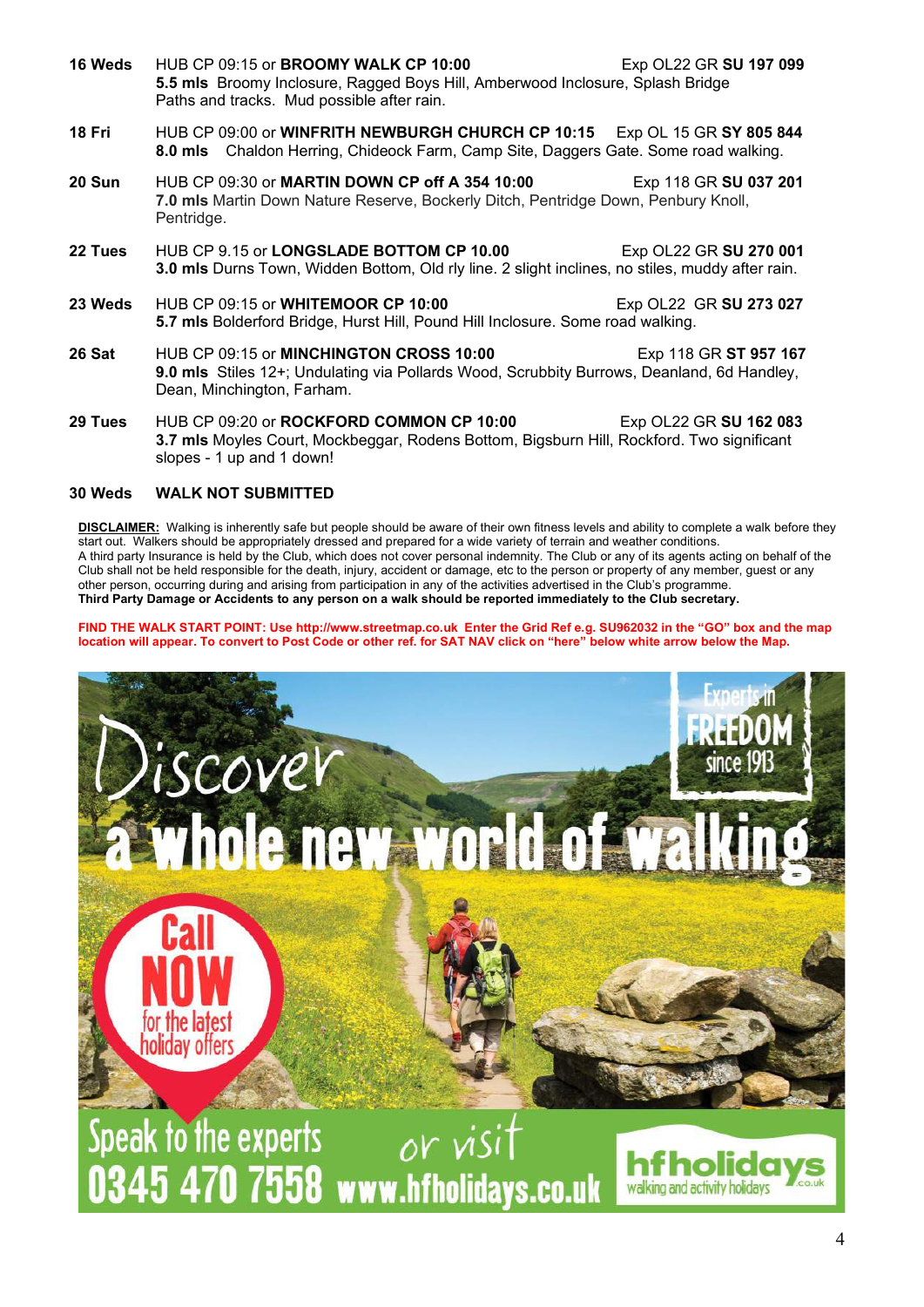**16 Weds** HUB CP 09:15 or **BROOMY WALK CP 10:00** Exp OL22 GR **SU 197 099**
**5.5 mls** Broomy Inclosure, Ragged Boys Hill, Amberwood Inclosure, Splash Bridge
Paths and tracks. Mud possible after rain.

**18 Fri** HUB CP 09:00 or **WINFRITH NEWBURGH CHURCH CP 10:15** Exp OL 15 GR **SY 805 844**
**8.0 mls** Chaldon Herring, Chideock Farm, Camp Site, Daggers Gate. Some road walking.

**20 Sun** HUB CP 09:30 or **MARTIN DOWN CP off A 354 10:00** Exp 118 GR **SU 037 201**
**7.0 mls** Martin Down Nature Reserve, Bockerly Ditch, Pentridge Down, Penbury Knoll, Pentridge.

**22 Tues** HUB CP 9.15 or **LONGSLADE BOTTOM CP 10.00** Exp OL22 GR **SU 270 001**
**3.0 mls** Durns Town, Widden Bottom, Old rly line. 2 slight inclines, no stiles, muddy after rain.

**23 Weds** HUB CP 09:15 or **WHITEMOOR CP 10:00** Exp OL22 GR **SU 273 027**
**5.7 mls** Bolderford Bridge, Hurst Hill, Pound Hill Inclosure. Some road walking.

**26 Sat** HUB CP 09:15 or **MINCHINGTON CROSS 10:00** Exp 118 GR **ST 957 167**
**9.0 mls** Stiles 12+; Undulating via Pollards Wood, Scrubbity Burrows, Deanland, 6d Handley, Dean, Minchington, Farham.

**29 Tues** HUB CP 09:20 or **ROCKFORD COMMON CP 10:00** Exp OL22 GR **SU 162 083**
**3.7 mls** Moyles Court, Mockbeggar, Rodens Bottom, Bigsburn Hill, Rockford. Two significant slopes - 1 up and 1 down!

**30 Weds WALK NOT SUBMITTED**

**DISCLAIMER:** Walking is inherently safe but people should be aware of their own fitness levels and ability to complete a walk before they start out. Walkers should be appropriately dressed and prepared for a wide variety of terrain and weather conditions.
A third party Insurance is held by the Club, which does not cover personal indemnity. The Club or any of its agents acting on behalf of the Club shall not be held responsible for the death, injury, accident or damage, etc to the person or property of any member, guest or any other person, occurring during and arising from participation in any of the activities advertised in the Club's programme.
**Third Party Damage or Accidents to any person on a walk should be reported immediately to the Club secretary.**

**FIND THE WALK START POINT: Use http://www.streetmap.co.uk Enter the Grid Ref e.g. SU962032 in the "GO" box and the map location will appear. To convert to Post Code or other ref. for SAT NAV click on "here" below white arrow below the Map.**

Discover a whole new world of walking

Experts in FREEDOM since 1913

Call NOW for the latest holiday offers

Speak to the experts 0345 470 7558 or visit www.hfholidays.co.uk

hfholidays.co.uk walking and activity holidays